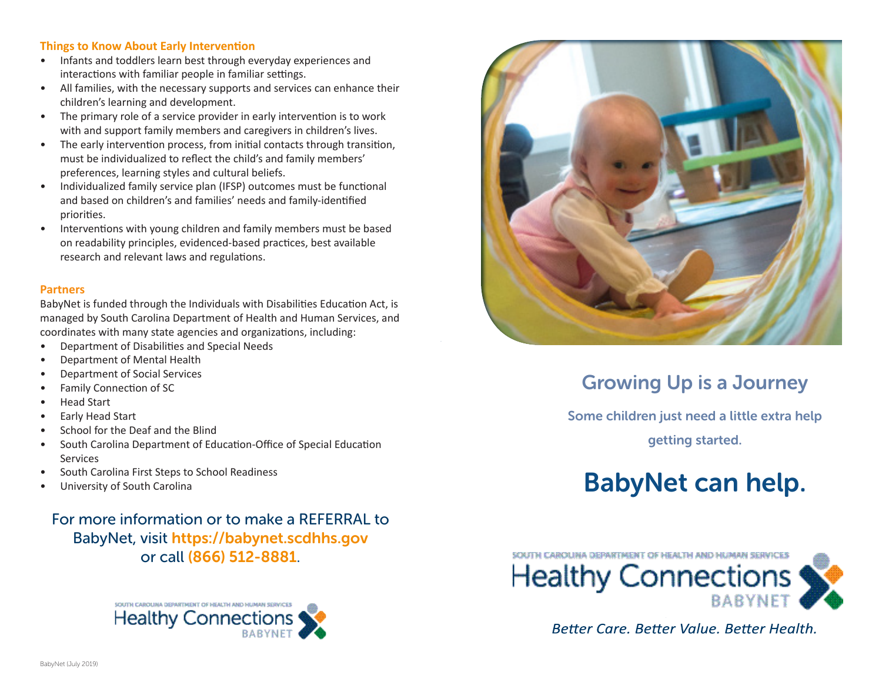## Things to Know About Early Intervention

- Infants and toddlers learn best through everyday experiences and interactions with familiar people in familiar settings.
- All families, with the necessary supports and services can enhance their children's learning and development.
- The primary role of a service provider in early intervention is to work with and support family members and caregivers in children's lives.
- The early intervention process, from initial contacts through transition, must be individualized to reflect the child's and family members' preferences, learning styles and cultural beliefs.
- Individualized family service plan (IFSP) outcomes must be functional and based on children's and families' needs and family-identified priorities.
- Interventions with young children and family members must be based on readability principles, evidenced-based practices, best available research and relevant laws and regulations.

## Partners

BabyNet is funded through the Individuals with Disabilities Education Act, is managed by South Carolina Department of Health and Human Services, and coordinates with many state agencies and organizations, including:

- Department of Disabilities and Special Needs
- Department of Mental Health
- Department of Social Services
- Family Connection of SC
- Head Start
- Early Head Start
- School for the Deaf and the Blind
- South Carolina Department of Education-Office of Special Education Services
- South Carolina First Steps to School Readiness
- University of South Carolina

For more information or to make a REFERRAL to BabyNet, visit https://babynet.scdhhs.gov or call (866) 512-8881.

SOUTH CAROLINA DEPARTMENT OF HEALTH AND HUMAN SERVICES
Healthy Connections
BABYNET

BabyNet (July 2019)

# Growing Up is a Journey

Some children just need a little extra help getting started.

# BabyNet can help.

SOUTH CAROLINA DEPARTMENT OF HEALTH AND HUMAN SERVICES
Healthy Connections
BABYNET

*Better Care. Better Value. Better Health.*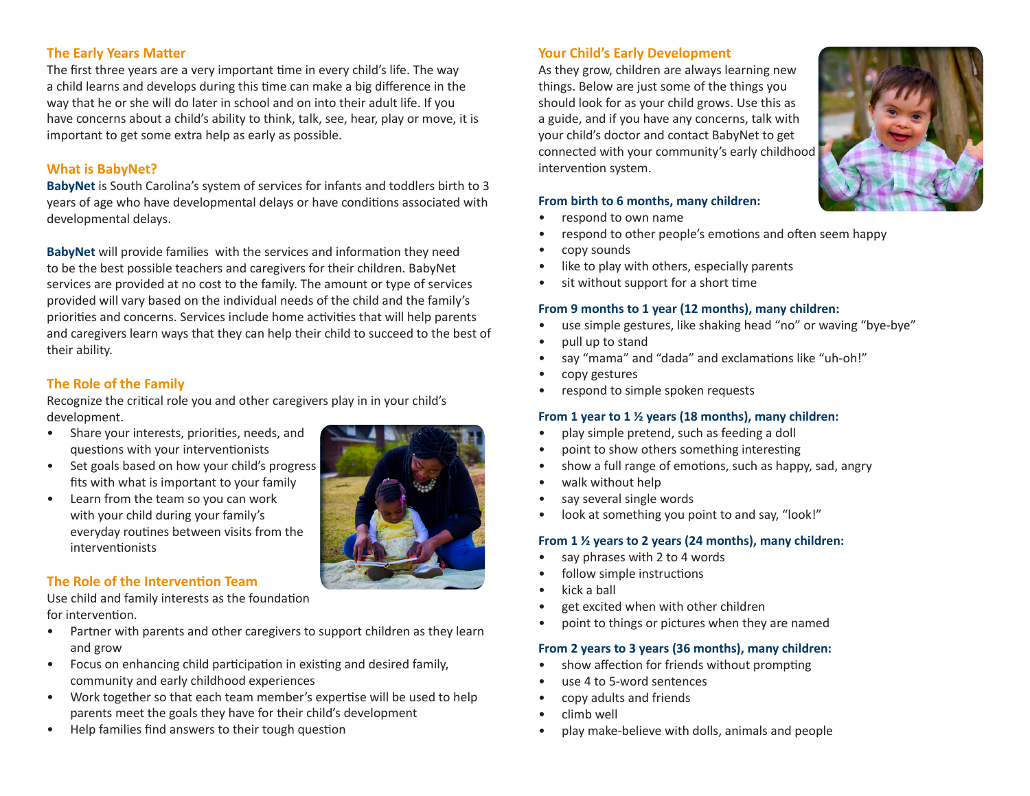## The Early Years Matter

The first three years are a very important time in every child's life. The way a child learns and develops during this time can make a big difference in the way that he or she will do later in school and on into their adult life. If you have concerns about a child's ability to think, talk, see, hear, play or move, it is important to get some extra help as early as possible.

## What is BabyNet?

**BabyNet** is South Carolina's system of services for infants and toddlers birth to 3 years of age who have developmental delays or have conditions associated with developmental delays.

**BabyNet** will provide families with the services and information they need to be the best possible teachers and caregivers for their children. BabyNet services are provided at no cost to the family. The amount or type of services provided will vary based on the individual needs of the child and the family's priorities and concerns. Services include home activities that will help parents and caregivers learn ways that they can help their child to succeed to the best of their ability.

## The Role of the Family

Recognize the critical role you and other caregivers play in in your child's development.

- Share your interests, priorities, needs, and questions with your interventionists
- Set goals based on how your child's progress fits with what is important to your family
- Learn from the team so you can work with your child during your family's everyday routines between visits from the interventionists

## The Role of the Intervention Team

Use child and family interests as the foundation for intervention.

- Partner with parents and other caregivers to support children as they learn and grow
- Focus on enhancing child participation in existing and desired family, community and early childhood experiences
- Work together so that each team member's expertise will be used to help parents meet the goals they have for their child's development
- Help families find answers to their tough question

## Your Child's Early Development

As they grow, children are always learning new things. Below are just some of the things you should look for as your child grows. Use this as a guide, and if you have any concerns, talk with your child's doctor and contact BabyNet to get connected with your community's early childhood intervention system.

### From birth to 6 months, many children:

- respond to own name
- respond to other people's emotions and often seem happy
- copy sounds
- like to play with others, especially parents
- sit without support for a short time

### From 9 months to 1 year (12 months), many children:

- use simple gestures, like shaking head "no" or waving "bye-bye"
- pull up to stand
- say "mama" and "dada" and exclamations like "uh-oh!"
- copy gestures
- respond to simple spoken requests

### From 1 year to 1 ½ years (18 months), many children:

- play simple pretend, such as feeding a doll
- point to show others something interesting
- show a full range of emotions, such as happy, sad, angry
- walk without help
- say several single words
- look at something you point to and say, "look!"

### From 1 ½ years to 2 years (24 months), many children:

- say phrases with 2 to 4 words
- follow simple instructions
- kick a ball
- get excited when with other children
- point to things or pictures when they are named

### From 2 years to 3 years (36 months), many children:

- show affection for friends without prompting
- use 4 to 5-word sentences
- copy adults and friends
- climb well
- play make-believe with dolls, animals and people